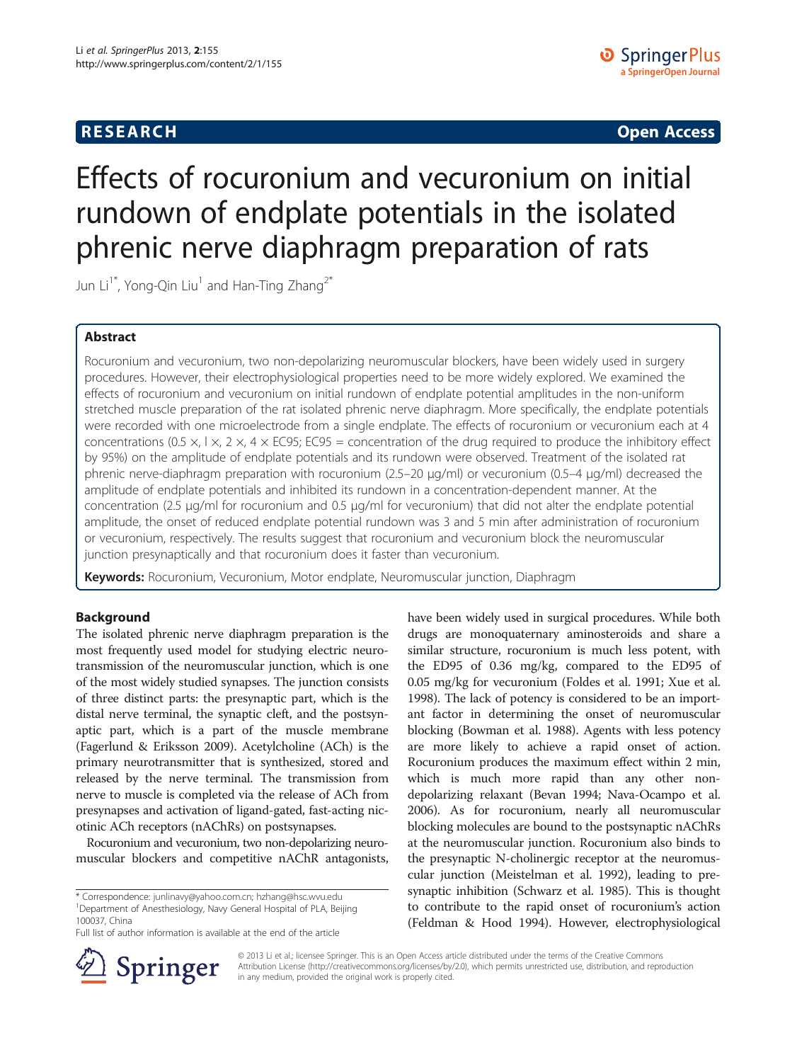## RESEARCH

**Open Access**

# Effects of rocuronium and vecuronium on initial rundown of endplate potentials in the isolated phrenic nerve diaphragm preparation of rats

Jun Li[1*], Yong-Qin Liu[1] and Han-Ting Zhang[2*]

## Abstract

Rocuronium and vecuronium, two non-depolarizing neuromuscular blockers, have been widely used in surgery procedures. However, their electrophysiological properties need to be more widely explored. We examined the effects of rocuronium and vecuronium on initial rundown of endplate potential amplitudes in the non-uniform stretched muscle preparation of the rat isolated phrenic nerve diaphragm. More specifically, the endplate potentials were recorded with one microelectrode from a single endplate. The effects of rocuronium or vecuronium each at 4 concentrations (0.5 ×, l ×, 2 ×, 4 × EC95; EC95 = concentration of the drug required to produce the inhibitory effect by 95%) on the amplitude of endplate potentials and its rundown were observed. Treatment of the isolated rat phrenic nerve-diaphragm preparation with rocuronium (2.5–20 μg/ml) or vecuronium (0.5–4 μg/ml) decreased the amplitude of endplate potentials and inhibited its rundown in a concentration-dependent manner. At the concentration (2.5 μg/ml for rocuronium and 0.5 μg/ml for vecuronium) that did not alter the endplate potential amplitude, the onset of reduced endplate potential rundown was 3 and 5 min after administration of rocuronium or vecuronium, respectively. The results suggest that rocuronium and vecuronium block the neuromuscular junction presynaptically and that rocuronium does it faster than vecuronium.

**Keywords:** Rocuronium, Vecuronium, Motor endplate, Neuromuscular junction, Diaphragm

## Background

The isolated phrenic nerve diaphragm preparation is the most frequently used model for studying electric neurotransmission of the neuromuscular junction, which is one of the most widely studied synapses. The junction consists of three distinct parts: the presynaptic part, which is the distal nerve terminal, the synaptic cleft, and the postsynaptic part, which is a part of the muscle membrane (Fagerlund & Eriksson 2009). Acetylcholine (ACh) is the primary neurotransmitter that is synthesized, stored and released by the nerve terminal. The transmission from nerve to muscle is completed via the release of ACh from presynapses and activation of ligand-gated, fast-acting nicotinic ACh receptors (nAChRs) on postsynapses.

Rocuronium and vecuronium, two non-depolarizing neuromuscular blockers and competitive nAChR antagonists, have been widely used in surgical procedures. While both drugs are monoquaternary aminosteroids and share a similar structure, rocuronium is much less potent, with the ED95 of 0.36 mg/kg, compared to the ED95 of 0.05 mg/kg for vecuronium (Foldes et al. 1991; Xue et al. 1998). The lack of potency is considered to be an important factor in determining the onset of neuromuscular blocking (Bowman et al. 1988). Agents with less potency are more likely to achieve a rapid onset of action. Rocuronium produces the maximum effect within 2 min, which is much more rapid than any other non-depolarizing relaxant (Bevan 1994; Nava-Ocampo et al. 2006). As for rocuronium, nearly all neuromuscular blocking molecules are bound to the postsynaptic nAChRs at the neuromuscular junction. Rocuronium also binds to the presynaptic N-cholinergic receptor at the neuromuscular junction (Meistelman et al. 1992), leading to presynaptic inhibition (Schwarz et al. 1985). This is thought to contribute to the rapid onset of rocuronium's action (Feldman & Hood 1994). However, electrophysiological

* Correspondence: junlinavy@yahoo.com.cn; hzhang@hsc.wvu.edu
[1]Department of Anesthesiology, Navy General Hospital of PLA, Beijing 100037, China
Full list of author information is available at the end of the article

© 2013 Li et al.; licensee Springer. This is an Open Access article distributed under the terms of the Creative Commons Attribution License (http://creativecommons.org/licenses/by/2.0), which permits unrestricted use, distribution, and reproduction in any medium, provided the original work is properly cited.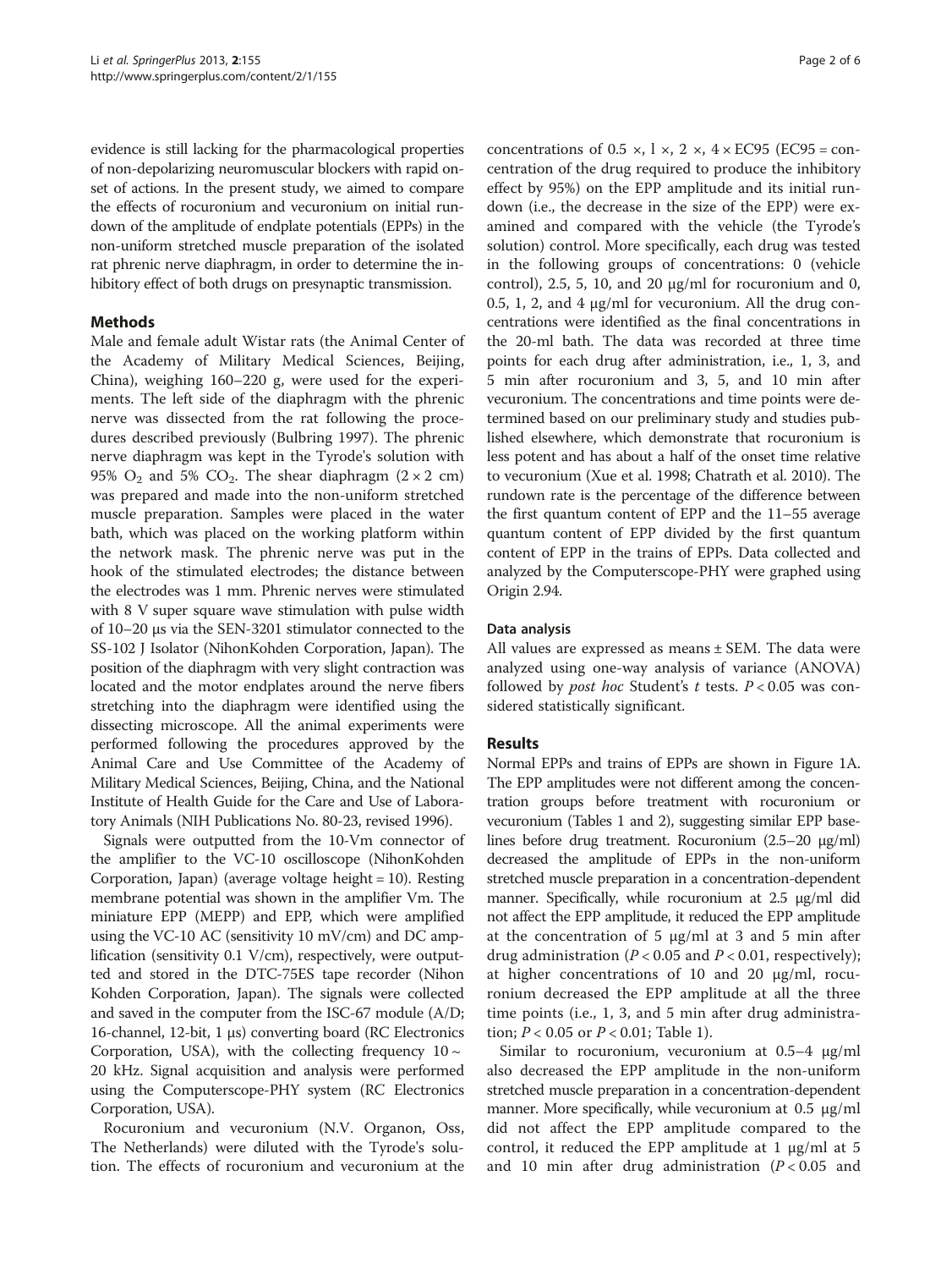evidence is still lacking for the pharmacological properties of non-depolarizing neuromuscular blockers with rapid onset of actions. In the present study, we aimed to compare the effects of rocuronium and vecuronium on initial rundown of the amplitude of endplate potentials (EPPs) in the non-uniform stretched muscle preparation of the isolated rat phrenic nerve diaphragm, in order to determine the inhibitory effect of both drugs on presynaptic transmission.

## Methods

Male and female adult Wistar rats (the Animal Center of the Academy of Military Medical Sciences, Beijing, China), weighing 160–220 g, were used for the experiments. The left side of the diaphragm with the phrenic nerve was dissected from the rat following the procedures described previously (Bulbring 1997). The phrenic nerve diaphragm was kept in the Tyrode's solution with 95% $O_2$ and 5% $CO_2$. The shear diaphragm (2 × 2 cm) was prepared and made into the non-uniform stretched muscle preparation. Samples were placed in the water bath, which was placed on the working platform within the network mask. The phrenic nerve was put in the hook of the stimulated electrodes; the distance between the electrodes was 1 mm. Phrenic nerves were stimulated with 8 V super square wave stimulation with pulse width of 10–20 μs via the SEN-3201 stimulator connected to the SS-102 J Isolator (NihonKohden Corporation, Japan). The position of the diaphragm with very slight contraction was located and the motor endplates around the nerve fibers stretching into the diaphragm were identified using the dissecting microscope. All the animal experiments were performed following the procedures approved by the Animal Care and Use Committee of the Academy of Military Medical Sciences, Beijing, China, and the National Institute of Health Guide for the Care and Use of Laboratory Animals (NIH Publications No. 80-23, revised 1996).

Signals were outputted from the 10-Vm connector of the amplifier to the VC-10 oscilloscope (NihonKohden Corporation, Japan) (average voltage height = 10). Resting membrane potential was shown in the amplifier Vm. The miniature EPP (MEPP) and EPP, which were amplified using the VC-10 AC (sensitivity 10 mV/cm) and DC amplification (sensitivity 0.1 V/cm), respectively, were outputted and stored in the DTC-75ES tape recorder (Nihon Kohden Corporation, Japan). The signals were collected and saved in the computer from the ISC-67 module (A/D; 16-channel, 12-bit, 1 μs) converting board (RC Electronics Corporation, USA), with the collecting frequency 10 ~ 20 kHz. Signal acquisition and analysis were performed using the Computerscope-PHY system (RC Electronics Corporation, USA).

Rocuronium and vecuronium (N.V. Organon, Oss, The Netherlands) were diluted with the Tyrode's solution. The effects of rocuronium and vecuronium at the concentrations of 0.5 ×, l ×, 2 ×, 4 × EC95 (EC95 = concentration of the drug required to produce the inhibitory effect by 95%) on the EPP amplitude and its initial rundown (i.e., the decrease in the size of the EPP) were examined and compared with the vehicle (the Tyrode's solution) control. More specifically, each drug was tested in the following groups of concentrations: 0 (vehicle control), 2.5, 5, 10, and 20 μg/ml for rocuronium and 0, 0.5, 1, 2, and 4 μg/ml for vecuronium. All the drug concentrations were identified as the final concentrations in the 20-ml bath. The data was recorded at three time points for each drug after administration, i.e., 1, 3, and 5 min after rocuronium and 3, 5, and 10 min after vecuronium. The concentrations and time points were determined based on our preliminary study and studies published elsewhere, which demonstrate that rocuronium is less potent and has about a half of the onset time relative to vecuronium (Xue et al. 1998; Chatrath et al. 2010). The rundown rate is the percentage of the difference between the first quantum content of EPP and the 11–55 average quantum content of EPP divided by the first quantum content of EPP in the trains of EPPs. Data collected and analyzed by the Computerscope-PHY were graphed using Origin 2.94.

### Data analysis

All values are expressed as means ± SEM. The data were analyzed using one-way analysis of variance (ANOVA) followed by *post hoc* Student's *t* tests. $P < 0.05$ was considered statistically significant.

## Results

Normal EPPs and trains of EPPs are shown in Figure 1A. The EPP amplitudes were not different among the concentration groups before treatment with rocuronium or vecuronium (Tables 1 and 2), suggesting similar EPP baselines before drug treatment. Rocuronium (2.5–20 μg/ml) decreased the amplitude of EPPs in the non-uniform stretched muscle preparation in a concentration-dependent manner. Specifically, while rocuronium at 2.5 μg/ml did not affect the EPP amplitude, it reduced the EPP amplitude at the concentration of 5 μg/ml at 3 and 5 min after drug administration ($P < 0.05$ and $P < 0.01$, respectively); at higher concentrations of 10 and 20 μg/ml, rocuronium decreased the EPP amplitude at all the three time points (i.e., 1, 3, and 5 min after drug administration; $P < 0.05$ or $P < 0.01$; Table 1).

Similar to rocuronium, vecuronium at 0.5–4 μg/ml also decreased the EPP amplitude in the non-uniform stretched muscle preparation in a concentration-dependent manner. More specifically, while vecuronium at 0.5 μg/ml did not affect the EPP amplitude compared to the control, it reduced the EPP amplitude at 1 μg/ml at 5 and 10 min after drug administration ($P < 0.05$ and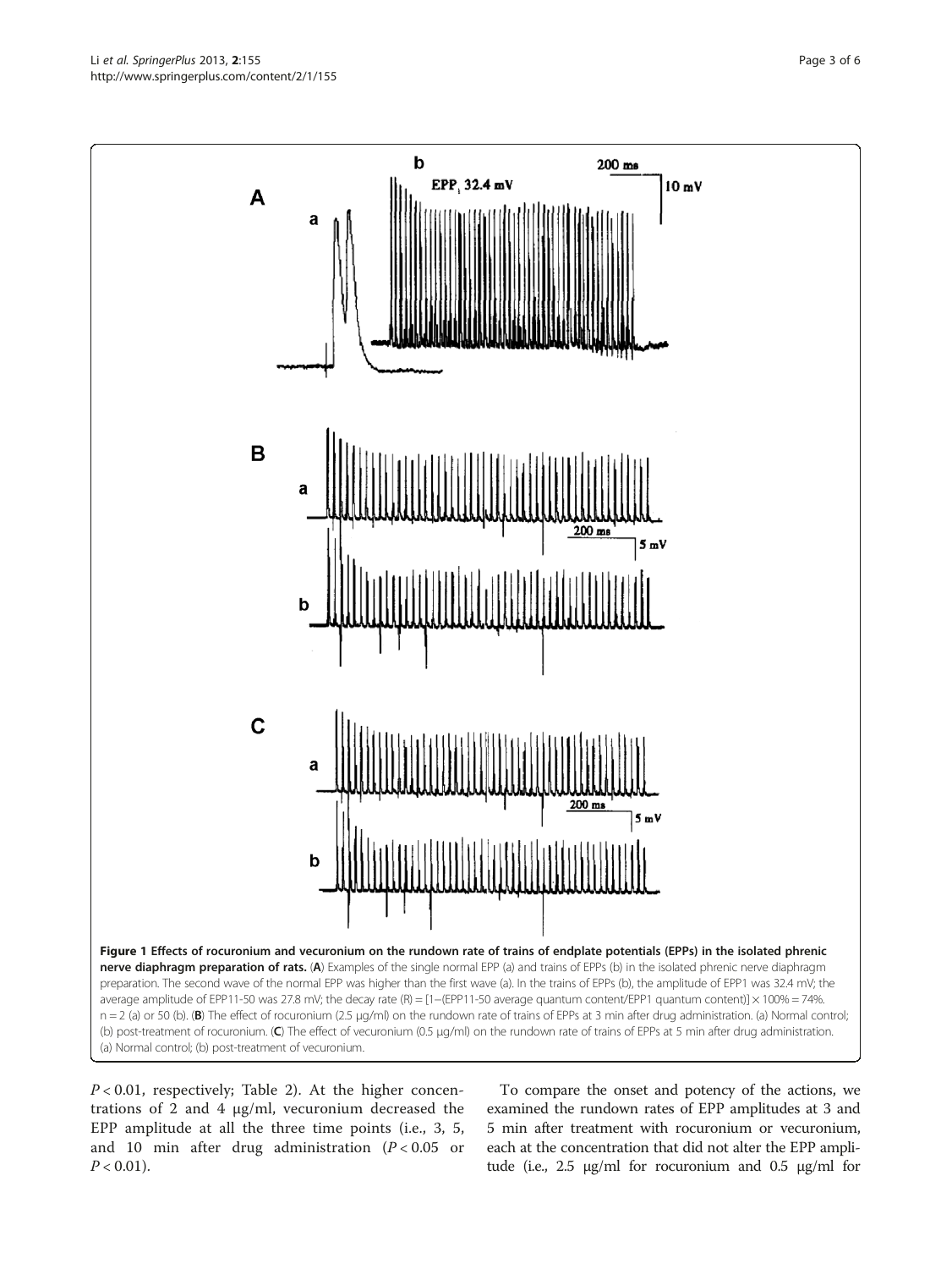**Figure 1 Effects of rocuronium and vecuronium on the rundown rate of trains of endplate potentials (EPPs) in the isolated phrenic nerve diaphragm preparation of rats.** (**A**) Examples of the single normal EPP (a) and trains of EPPs (b) in the isolated phrenic nerve diaphragm preparation. The second wave of the normal EPP was higher than the first wave (a). In the trains of EPPs (b), the amplitude of EPP1 was 32.4 mV; the average amplitude of EPP11-50 was 27.8 mV; the decay rate (R) = [1–(EPP11-50 average quantum content/EPP1 quantum content)] × 100% = 74%. n = 2 (a) or 50 (b). (**B**) The effect of rocuronium (2.5 μg/ml) on the rundown rate of trains of EPPs at 3 min after drug administration. (a) Normal control; (b) post-treatment of rocuronium. (**C**) The effect of vecuronium (0.5 μg/ml) on the rundown rate of trains of EPPs at 5 min after drug administration. (a) Normal control; (b) post-treatment of vecuronium.

$P < 0.01$, respectively; Table 2). At the higher concentrations of 2 and 4 μg/ml, vecuronium decreased the EPP amplitude at all the three time points (i.e., 3, 5, and 10 min after drug administration ($P < 0.05$ or $P < 0.01$).

To compare the onset and potency of the actions, we examined the rundown rates of EPP amplitudes at 3 and 5 min after treatment with rocuronium or vecuronium, each at the concentration that did not alter the EPP amplitude (i.e., 2.5 μg/ml for rocuronium and 0.5 μg/ml for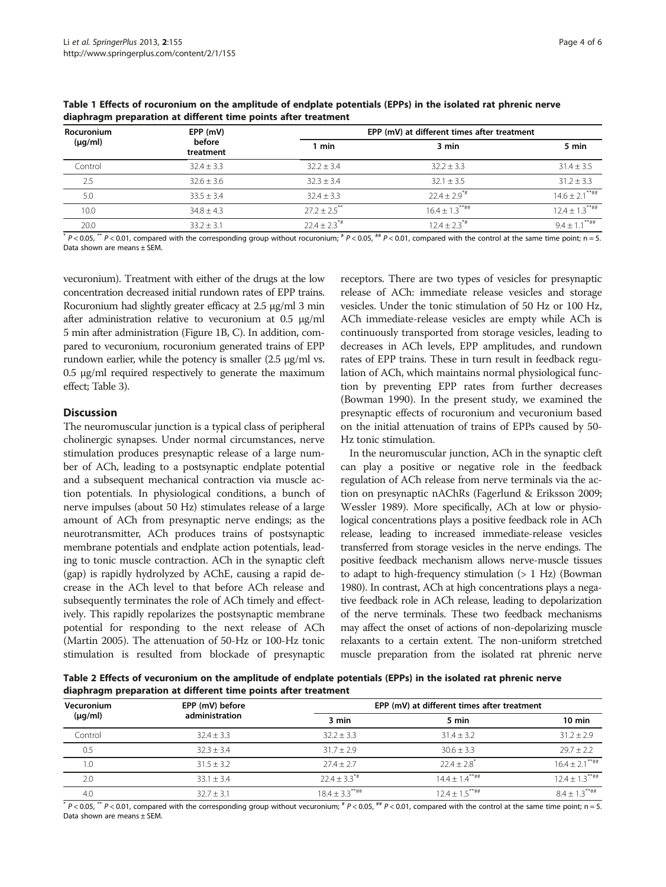**Table 1 Effects of rocuronium on the amplitude of endplate potentials (EPPs) in the isolated rat phrenic nerve diaphragm preparation at different time points after treatment**

| Rocuronium (μg/ml) | EPP (mV) before treatment | EPP (mV) at different times after treatment | | |
|---|---|---|---|---|
| | | 1 min | 3 min | 5 min |
| Control | 32.4 ± 3.3 | 32.2 ± 3.4 | 32.2 ± 3.3 | 31.4 ± 3.5 |
| 2.5 | 32.6 ± 3.6 | 32.3 ± 3.4 | 32.1 ± 3.5 | 31.2 ± 3.3 |
| 5.0 | 33.5 ± 3.4 | 32.4 ± 3.3 | 22.4 ± 2.9*# | 14.6 ± 2.1**## |
| 10.0 | 34.8 ± 4.3 | 27.2 ± 2.5** | 16.4 ± 1.3**## | 12.4 ± 1.3**## |
| 20.0 | 33.2 ± 3.1 | 22.4 ± 2.3*# | 12.4 ± 2.3*# | 9.4 ± 1.1**## |

* $P < 0.05$, ** $P < 0.01$, compared with the corresponding group without rocuronium; # $P < 0.05$, ## $P < 0.01$, compared with the control at the same time point; n = 5. Data shown are means ± SEM.

vecuronium). Treatment with either of the drugs at the low concentration decreased initial rundown rates of EPP trains. Rocuronium had slightly greater efficacy at 2.5 μg/ml 3 min after administration relative to vecuronium at 0.5 μg/ml 5 min after administration (Figure 1B, C). In addition, compared to vecuronium, rocuronium generated trains of EPP rundown earlier, while the potency is smaller (2.5 μg/ml vs. 0.5 μg/ml required respectively to generate the maximum effect; Table 3).

## Discussion

The neuromuscular junction is a typical class of peripheral cholinergic synapses. Under normal circumstances, nerve stimulation produces presynaptic release of a large number of ACh, leading to a postsynaptic endplate potential and a subsequent mechanical contraction via muscle action potentials. In physiological conditions, a bunch of nerve impulses (about 50 Hz) stimulates release of a large amount of ACh from presynaptic nerve endings; as the neurotransmitter, ACh produces trains of postsynaptic membrane potentials and endplate action potentials, leading to tonic muscle contraction. ACh in the synaptic cleft (gap) is rapidly hydrolyzed by AChE, causing a rapid decrease in the ACh level to that before ACh release and subsequently terminates the role of ACh timely and effectively. This rapidly repolarizes the postsynaptic membrane potential for responding to the next release of ACh (Martin 2005). The attenuation of 50-Hz or 100-Hz tonic stimulation is resulted from blockade of presynaptic receptors. There are two types of vesicles for presynaptic release of ACh: immediate release vesicles and storage vesicles. Under the tonic stimulation of 50 Hz or 100 Hz, ACh immediate-release vesicles are empty while ACh is continuously transported from storage vesicles, leading to decreases in ACh levels, EPP amplitudes, and rundown rates of EPP trains. These in turn result in feedback regulation of ACh, which maintains normal physiological function by preventing EPP rates from further decreases (Bowman 1990). In the present study, we examined the presynaptic effects of rocuronium and vecuronium based on the initial attenuation of trains of EPPs caused by 50-Hz tonic stimulation.

In the neuromuscular junction, ACh in the synaptic cleft can play a positive or negative role in the feedback regulation of ACh release from nerve terminals via the action on presynaptic nAChRs (Fagerlund & Eriksson 2009; Wessler 1989). More specifically, ACh at low or physiological concentrations plays a positive feedback role in ACh release, leading to increased immediate-release vesicles transferred from storage vesicles in the nerve endings. The positive feedback mechanism allows nerve-muscle tissues to adapt to high-frequency stimulation (> 1 Hz) (Bowman 1980). In contrast, ACh at high concentrations plays a negative feedback role in ACh release, leading to depolarization of the nerve terminals. These two feedback mechanisms may affect the onset of actions of non-depolarizing muscle relaxants to a certain extent. The non-uniform stretched muscle preparation from the isolated rat phrenic nerve

**Table 2 Effects of vecuronium on the amplitude of endplate potentials (EPPs) in the isolated rat phrenic nerve diaphragm preparation at different time points after treatment**

| Vecuronium (μg/ml) | EPP (mV) before administration | EPP (mV) at different times after treatment | | |
|---|---|---|---|---|
| | | 3 min | 5 min | 10 min |
| Control | 32.4 ± 3.3 | 32.2 ± 3.3 | 31.4 ± 3.2 | 31.2 ± 2.9 |
| 0.5 | 32.3 ± 3.4 | 31.7 ± 2.9 | 30.6 ± 3.3 | 29.7 ± 2.2 |
| 1.0 | 31.5 ± 3.2 | 27.4 ± 2.7 | 22.4 ± 2.8* | 16.4 ± 2.1**## |
| 2.0 | 33.1 ± 3.4 | 22.4 ± 3.3*# | 14.4 ± 1.4**## | 12.4 ± 1.3**## |
| 4.0 | 32.7 ± 3.1 | 18.4 ± 3.3**## | 12.4 ± 1.5**## | 8.4 ± 1.3**## |

* $P < 0.05$, ** $P < 0.01$, compared with the corresponding group without vecuronium; # $P < 0.05$, ## $P < 0.01$, compared with the control at the same time point; n = 5. Data shown are means ± SEM.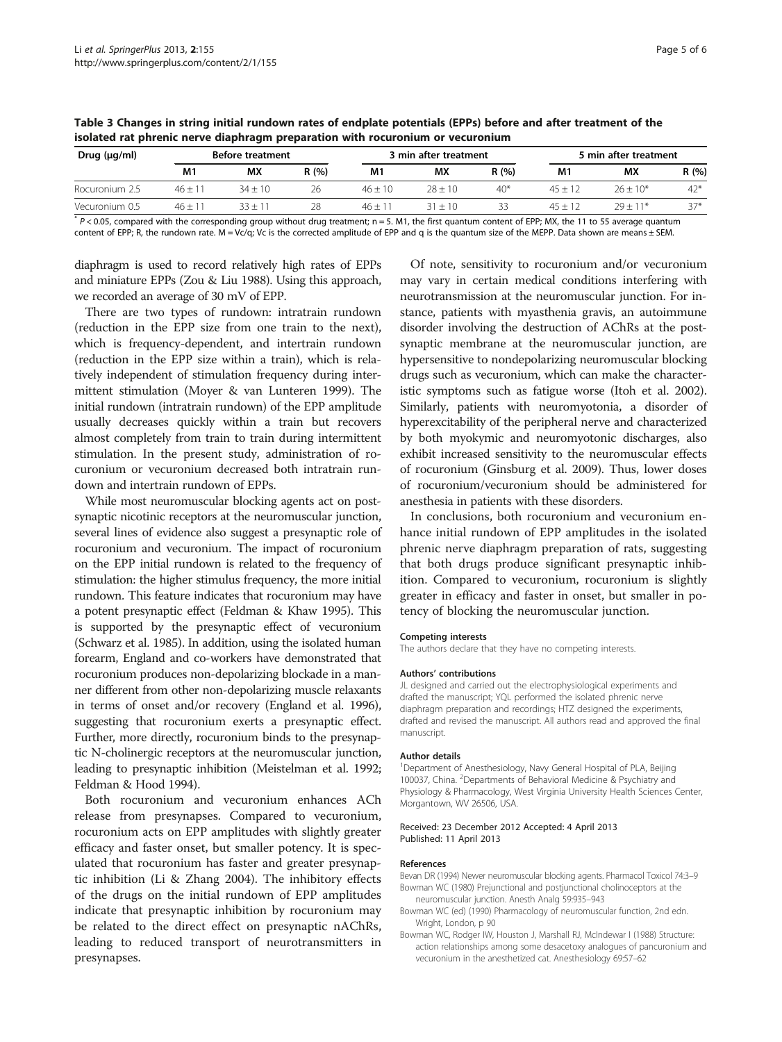**Table 3 Changes in string initial rundown rates of endplate potentials (EPPs) before and after treatment of the isolated rat phrenic nerve diaphragm preparation with rocuronium or vecuronium**

| Drug (μg/ml) | Before treatment | | | 3 min after treatment | | | 5 min after treatment | | |
|---|---|---|---|---|---|---|---|---|---|
| | M1 | MX | R (%) | M1 | MX | R (%) | M1 | MX | R (%) |
| Rocuronium 2.5 | 46 ± 11 | 34 ± 10 | 26 | 46 ± 10 | 28 ± 10 | 40* | 45 ± 12 | 26 ± 10* | 42* |
| Vecuronium 0.5 | 46 ± 11 | 33 ± 11 | 28 | 46 ± 11 | 31 ± 10 | 33 | 45 ± 12 | 29 ± 11* | 37* |

* $P < 0.05$, compared with the corresponding group without drug treatment; n = 5. M1, the first quantum content of EPP; MX, the 11 to 55 average quantum content of EPP; R, the rundown rate. M = Vc/q; Vc is the corrected amplitude of EPP and q is the quantum size of the MEPP. Data shown are means ± SEM.

diaphragm is used to record relatively high rates of EPPs and miniature EPPs (Zou & Liu 1988). Using this approach, we recorded an average of 30 mV of EPP.

There are two types of rundown: intratrain rundown (reduction in the EPP size from one train to the next), which is frequency-dependent, and intertrain rundown (reduction in the EPP size within a train), which is relatively independent of stimulation frequency during intermittent stimulation (Moyer & van Lunteren 1999). The initial rundown (intratrain rundown) of the EPP amplitude usually decreases quickly within a train but recovers almost completely from train to train during intermittent stimulation. In the present study, administration of rocuronium or vecuronium decreased both intratrain rundown and intertrain rundown of EPPs.

While most neuromuscular blocking agents act on postsynaptic nicotinic receptors at the neuromuscular junction, several lines of evidence also suggest a presynaptic role of rocuronium and vecuronium. The impact of rocuronium on the EPP initial rundown is related to the frequency of stimulation: the higher stimulus frequency, the more initial rundown. This feature indicates that rocuronium may have a potent presynaptic effect (Feldman & Khaw 1995). This is supported by the presynaptic effect of vecuronium (Schwarz et al. 1985). In addition, using the isolated human forearm, England and co-workers have demonstrated that rocuronium produces non-depolarizing blockade in a manner different from other non-depolarizing muscle relaxants in terms of onset and/or recovery (England et al. 1996), suggesting that rocuronium exerts a presynaptic effect. Further, more directly, rocuronium binds to the presynaptic N-cholinergic receptors at the neuromuscular junction, leading to presynaptic inhibition (Meistelman et al. 1992; Feldman & Hood 1994).

Both rocuronium and vecuronium enhances ACh release from presynapses. Compared to vecuronium, rocuronium acts on EPP amplitudes with slightly greater efficacy and faster onset, but smaller potency. It is speculated that rocuronium has faster and greater presynaptic inhibition (Li & Zhang 2004). The inhibitory effects of the drugs on the initial rundown of EPP amplitudes indicate that presynaptic inhibition by rocuronium may be related to the direct effect on presynaptic nAChRs, leading to reduced transport of neurotransmitters in presynapses.

Of note, sensitivity to rocuronium and/or vecuronium may vary in certain medical conditions interfering with neurotransmission at the neuromuscular junction. For instance, patients with myasthenia gravis, an autoimmune disorder involving the destruction of AChRs at the postsynaptic membrane at the neuromuscular junction, are hypersensitive to nondepolarizing neuromuscular blocking drugs such as vecuronium, which can make the characteristic symptoms such as fatigue worse (Itoh et al. 2002). Similarly, patients with neuromyotonia, a disorder of hyperexcitability of the peripheral nerve and characterized by both myokymic and neuromyotonic discharges, also exhibit increased sensitivity to the neuromuscular effects of rocuronium (Ginsburg et al. 2009). Thus, lower doses of rocuronium/vecuronium should be administered for anesthesia in patients with these disorders.

In conclusions, both rocuronium and vecuronium enhance initial rundown of EPP amplitudes in the isolated phrenic nerve diaphragm preparation of rats, suggesting that both drugs produce significant presynaptic inhibition. Compared to vecuronium, rocuronium is slightly greater in efficacy and faster in onset, but smaller in potency of blocking the neuromuscular junction.

#### Competing interests
The authors declare that they have no competing interests.

#### Authors' contributions
JL designed and carried out the electrophysiological experiments and drafted the manuscript; YQL performed the isolated phrenic nerve diaphragm preparation and recordings; HTZ designed the experiments, drafted and revised the manuscript. All authors read and approved the final manuscript.

#### Author details
[1]Department of Anesthesiology, Navy General Hospital of PLA, Beijing 100037, China. [2]Departments of Behavioral Medicine & Psychiatry and Physiology & Pharmacology, West Virginia University Health Sciences Center, Morgantown, WV 26506, USA.

Received: 23 December 2012 Accepted: 4 April 2013
Published: 11 April 2013

#### References
- Bevan DR (1994) Newer neuromuscular blocking agents. Pharmacol Toxicol 74:3–9
- Bowman WC (1980) Prejunctional and postjunctional cholinoceptors at the neuromuscular junction. Anesth Analg 59:935–943
- Bowman WC (ed) (1990) Pharmacology of neuromuscular function, 2nd edn. Wright, London, p 90
- Bowman WC, Rodger IW, Houston J, Marshall RJ, McIndewar I (1988) Structure: action relationships among some desacetoxy analogues of pancuronium and vecuronium in the anesthetized cat. Anesthesiology 69:57–62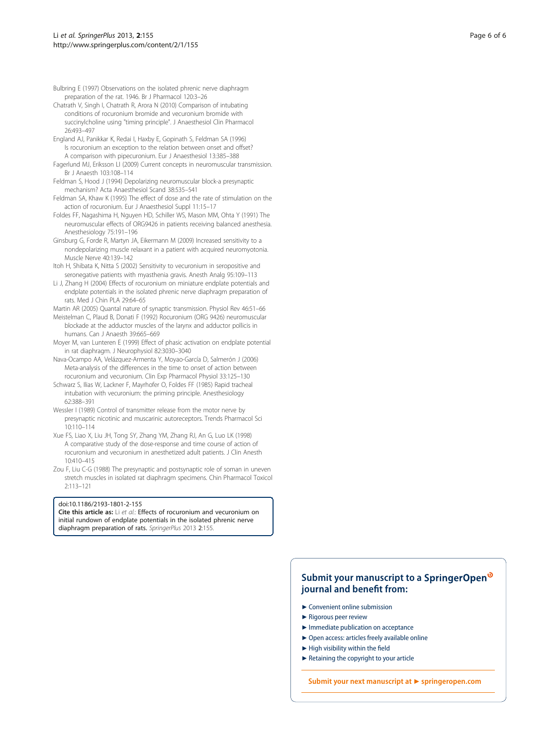Bulbring E (1997) Observations on the isolated phrenic nerve diaphragm preparation of the rat. 1946. Br J Pharmacol 120:3–26

Chatrath V, Singh I, Chatrath R, Arora N (2010) Comparison of intubating conditions of rocuronium bromide and vecuronium bromide with succinylcholine using "timing principle". J Anaesthesiol Clin Pharmacol 26:493–497

England AJ, Panikkar K, Redai I, Haxby E, Gopinath S, Feldman SA (1996) Is rocuronium an exception to the relation between onset and offset? A comparison with pipecuronium. Eur J Anaesthesiol 13:385–388

Fagerlund MJ, Eriksson LI (2009) Current concepts in neuromuscular transmission. Br J Anaesth 103:108–114

Feldman S, Hood J (1994) Depolarizing neuromuscular block-a presynaptic mechanism? Acta Anaesthesiol Scand 38:535–541

Feldman SA, Khaw K (1995) The effect of dose and the rate of stimulation on the action of rocuronium. Eur J Anaesthesiol Suppl 11:15–17

Foldes FF, Nagashima H, Nguyen HD, Schiller WS, Mason MM, Ohta Y (1991) The neuromuscular effects of ORG9426 in patients receiving balanced anesthesia. Anesthesiology 75:191–196

Ginsburg G, Forde R, Martyn JA, Eikermann M (2009) Increased sensitivity to a nondepolarizing muscle relaxant in a patient with acquired neuromyotonia. Muscle Nerve 40:139–142

Itoh H, Shibata K, Nitta S (2002) Sensitivity to vecuronium in seropositive and seronegative patients with myasthenia gravis. Anesth Analg 95:109–113

Li J, Zhang H (2004) Effects of rocuronium on miniature endplate potentials and endplate potentials in the isolated phrenic nerve diaphragm preparation of rats. Med J Chin PLA 29:64–65

Martin AR (2005) Quantal nature of synaptic transmission. Physiol Rev 46:51–66

Meistelman C, Plaud B, Donati F (1992) Rocuronium (ORG 9426) neuromuscular blockade at the adductor muscles of the larynx and adductor pollicis in humans. Can J Anaesth 39:665–669

Moyer M, van Lunteren E (1999) Effect of phasic activation on endplate potential in rat diaphragm. J Neurophysiol 82:3030–3040

Nava-Ocampo AA, Velázquez-Armenta Y, Moyao-García D, Salmerón J (2006) Meta-analysis of the differences in the time to onset of action between rocuronium and vecuronium. Clin Exp Pharmacol Physiol 33:125–130

Schwarz S, Ilias W, Lackner F, Mayrhofer O, Foldes FF (1985) Rapid tracheal intubation with vecuronium: the priming principle. Anesthesiology 62:388–391

Wessler I (1989) Control of transmitter release from the motor nerve by presynaptic nicotinic and muscarinic autoreceptors. Trends Pharmacol Sci 10:110–114

Xue FS, Liao X, Liu JH, Tong SY, Zhang YM, Zhang RJ, An G, Luo LK (1998) A comparative study of the dose-response and time course of action of rocuronium and vecuronium in anesthetized adult patients. J Clin Anesth 10:410–415

Zou F, Liu C-G (1988) The presynaptic and postsynaptic role of soman in uneven stretch muscles in isolated rat diaphragm specimens. Chin Pharmacol Toxicol 2:113–121

doi:10.1186/2193-1801-2-155

**Cite this article as:** Li *et al.*: Effects of rocuronium and vecuronium on initial rundown of endplate potentials in the isolated phrenic nerve diaphragm preparation of rats. *SpringerPlus* 2013 **2**:155.

**Submit your manuscript to a SpringerOpen journal and benefit from:**

- ► Convenient online submission
- ► Rigorous peer review
- ► Immediate publication on acceptance
- ► Open access: articles freely available online
- ► High visibility within the field
- ► Retaining the copyright to your article

**Submit your next manuscript at ► springeropen.com**